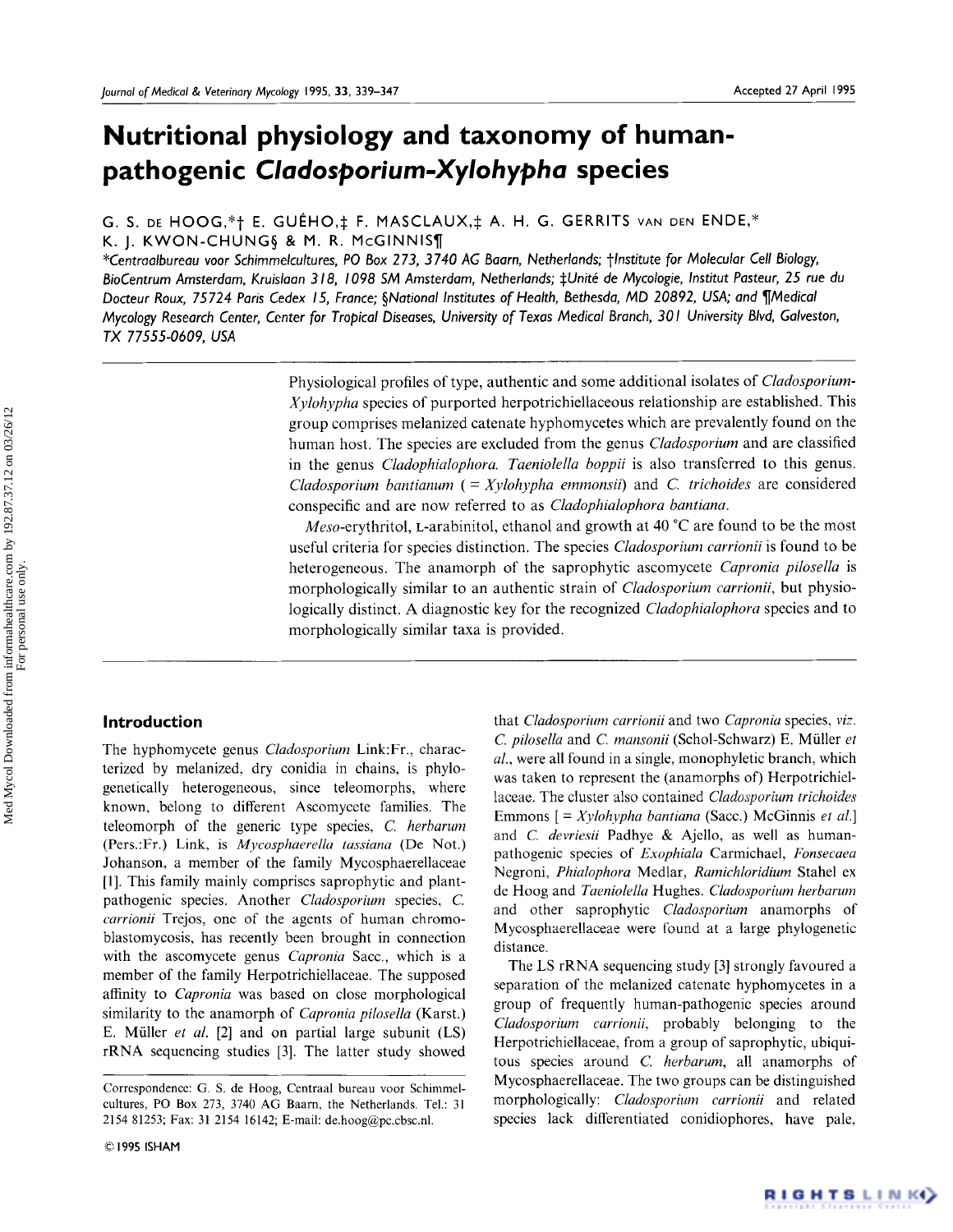# Nutritional physiology and taxonomy of human-pathogenic *Cladosporium-Xylohypha* species

G. S. DE HOOG,*† E. GUÉHO,‡ F. MASCLAUX,‡ A. H. G. GERRITS VAN DEN ENDE,* K. J. KWON-CHUNG§ & M. R. McGINNIS¶

*Centraalbureau voor Schimmelcultures, PO Box 273, 3740 AG Baarn, Netherlands; †Institute for Molecular Cell Biology, BioCentrum Amsterdam, Kruislaan 318, 1098 SM Amsterdam, Netherlands; ‡Unité de Mycologie, Institut Pasteur, 25 rue du Docteur Roux, 75724 Paris Cedex 15, France; §National Institutes of Health, Bethesda, MD 20892, USA; and ¶Medical Mycology Research Center, Center for Tropical Diseases, University of Texas Medical Branch, 301 University Blvd, Galveston, TX 77555-0609, USA

Physiological profiles of type, authentic and some additional isolates of *Cladosporium-Xylohypha* species of purported herpotrichiellaceous relationship are established. This group comprises melanized catenate hyphomycetes which are prevalently found on the human host. The species are excluded from the genus *Cladosporium* and are classified in the genus *Cladophialophora. Taeniolella boppii* is also transferred to this genus. *Cladosporium bantianum* (= *Xylohypha emmonsii*) and *C. trichoides* are considered conspecific and are now referred to as *Cladophialophora bantiana*.

*Meso*-erythritol, L-arabinitol, ethanol and growth at 40 °C are found to be the most useful criteria for species distinction. The species *Cladosporium carrionii* is found to be heterogeneous. The anamorph of the saprophytic ascomycete *Capronia pilosella* is morphologically similar to an authentic strain of *Cladosporium carrionii*, but physiologically distinct. A diagnostic key for the recognized *Cladophialophora* species and to morphologically similar taxa is provided.

## Introduction

The hyphomycete genus *Cladosporium* Link:Fr., characterized by melanized, dry conidia in chains, is phylogenetically heterogeneous, since teleomorphs, where known, belong to different Ascomycete families. The teleomorph of the generic type species, *C. herbarum* (Pers.:Fr.) Link, is *Mycosphaerella tassiana* (De Not.) Johanson, a member of the family Mycosphaerellaceae [1]. This family mainly comprises saprophytic and plant-pathogenic species. Another *Cladosporium* species, *C. carrionii* Trejos, one of the agents of human chromoblastomycosis, has recently been brought in connection with the ascomycete genus *Capronia* Sacc., which is a member of the family Herpotrichiellaceae. The supposed affinity to *Capronia* was based on close morphological similarity to the anamorph of *Capronia pilosella* (Karst.) E. Müller *et al.* [2] and on partial large subunit (LS) rRNA sequencing studies [3]. The latter study showed that *Cladosporium carrionii* and two *Capronia* species, *viz. C. pilosella* and *C. mansonii* (Schol-Schwarz) E. Müller *et al.*, were all found in a single, monophyletic branch, which was taken to represent the (anamorphs of) Herpotrichiellaceae. The cluster also contained *Cladosporium trichoides* Emmons [ = *Xylohypha bantiana* (Sacc.) McGinnis *et al.*] and *C. devriesii* Padhye & Ajello, as well as human-pathogenic species of *Exophiala* Carmichael, *Fonsecaea* Negroni, *Phialophora* Medlar, *Ramichloridium* Stahel ex de Hoog and *Taeniolella* Hughes. *Cladosporium herbarum* and other saprophytic *Cladosporium* anamorphs of Mycosphaerellaceae were found at a large phylogenetic distance.

The LS rRNA sequencing study [3] strongly favoured a separation of the melanized catenate hyphomycetes in a group of frequently human-pathogenic species around *Cladosporium carrionii*, probably belonging to the Herpotrichiellaceae, from a group of saprophytic, ubiquitous species around *C. herbarum*, all anamorphs of Mycosphaerellaceae. The two groups can be distinguished morphologically: *Cladosporium carrionii* and related species lack differentiated conidiophores, have pale,

Correspondence: G. S. de Hoog, Centraal bureau voor Schimmelcultures, PO Box 273, 3740 AG Baarn, the Netherlands. Tel.: 31 2154 81253; Fax: 31 2154 16142; E-mail: de.hoog@pc.cbsc.nl.

© 1995 ISHAM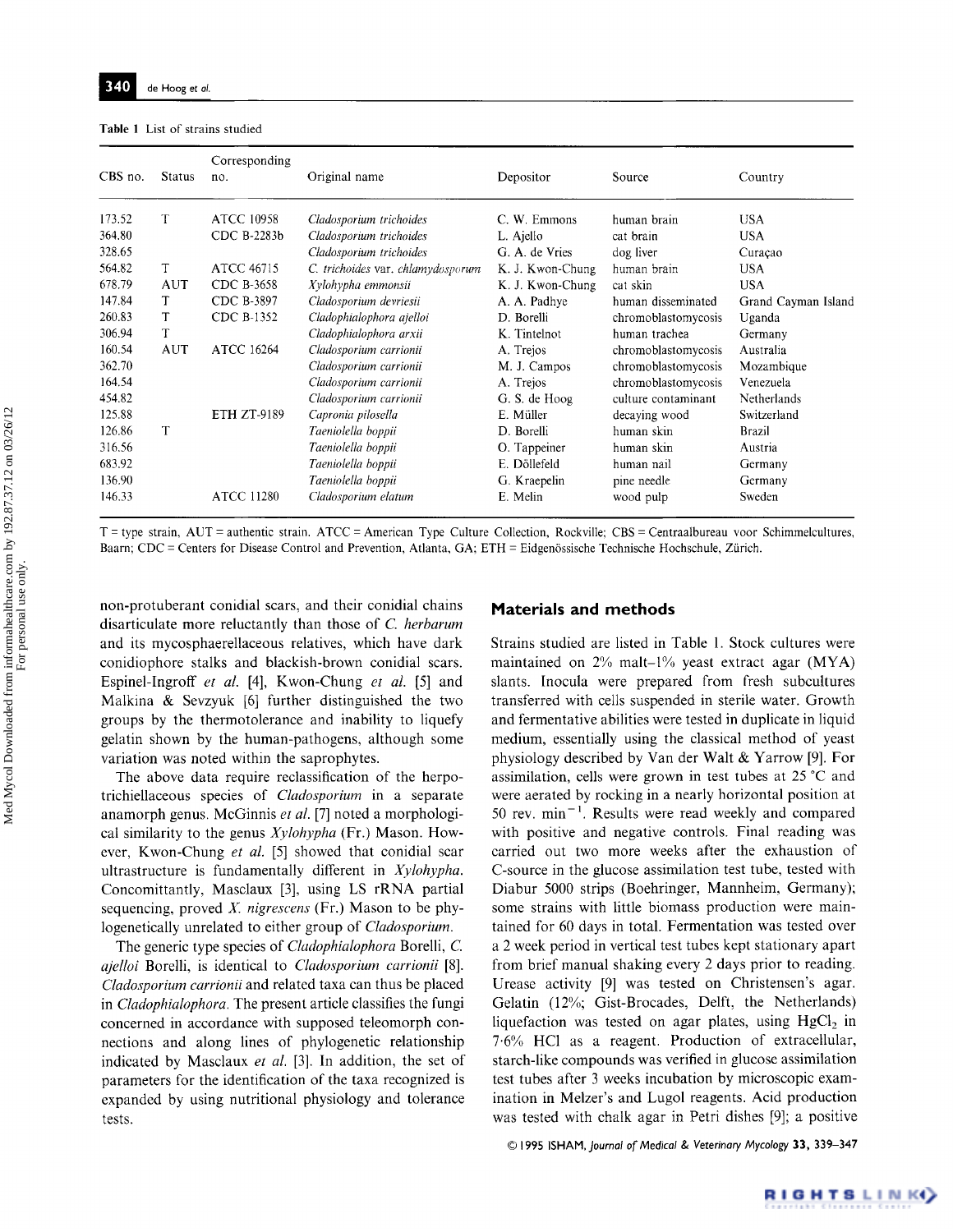Table 1 List of strains studied

| CBS no. | Status | Corresponding no. | Original name | Depositor | Source | Country |
|---|---|---|---|---|---|---|
| 173.52 | T | ATCC 10958 | *Cladosporium trichoides* | C. W. Emmons | human brain | USA |
| 364.80 | | CDC B-2283b | *Cladosporium trichoides* | L. Ajello | cat brain | USA |
| 328.65 | | | *Cladosporium trichoides* | G. A. de Vries | dog liver | Curaçao |
| 564.82 | T | ATCC 46715 | *C. trichoides* var. *chlamydosporum* | K. J. Kwon-Chung | human brain | USA |
| 678.79 | AUT | CDC B-3658 | *Xylohypha emmonsii* | K. J. Kwon-Chung | cat skin | USA |
| 147.84 | T | CDC B-3897 | *Cladosporium devriesii* | A. A. Padhye | human disseminated | Grand Cayman Island |
| 260.83 | T | CDC B-1352 | *Cladophialophora ajelloi* | D. Borelli | chromoblastomycosis | Uganda |
| 306.94 | T | | *Cladophialophora arxii* | K. Tintelnot | human trachea | Germany |
| 160.54 | AUT | ATCC 16264 | *Cladosporium carrionii* | A. Trejos | chromoblastomycosis | Australia |
| 362.70 | | | *Cladosporium carrionii* | M. J. Campos | chromoblastomycosis | Mozambique |
| 164.54 | | | *Cladosporium carrionii* | A. Trejos | chromoblastomycosis | Venezuela |
| 454.82 | | | *Cladosporium carrionii* | G. S. de Hoog | culture contaminant | Netherlands |
| 125.88 | | ETH ZT-9189 | *Capronia pilosella* | E. Müller | decaying wood | Switzerland |
| 126.86 | T | | *Taeniolella boppii* | D. Borelli | human skin | Brazil |
| 316.56 | | | *Taeniolella boppii* | O. Tappeiner | human skin | Austria |
| 683.92 | | | *Taeniolella boppii* | E. Döllefeld | human nail | Germany |
| 136.90 | | | *Taeniolella boppii* | G. Kraepelin | pine needle | Germany |
| 146.33 | | ATCC 11280 | *Cladosporium elatum* | E. Melin | wood pulp | Sweden |

T = type strain, AUT = authentic strain. ATCC = American Type Culture Collection, Rockville; CBS = Centraalbureau voor Schimmelcultures, Baarn; CDC = Centers for Disease Control and Prevention, Atlanta, GA; ETH = Eidgenössische Technische Hochschule, Zürich.

non-protuberant conidial scars, and their conidial chains disarticulate more reluctantly than those of *C. herbarum* and its mycosphaerellaceous relatives, which have dark conidiophore stalks and blackish-brown conidial scars. Espinel-Ingroff *et al.* [4], Kwon-Chung *et al.* [5] and Malkina & Sevzyuk [6] further distinguished the two groups by the thermotolerance and inability to liquefy gelatin shown by the human-pathogens, although some variation was noted within the saprophytes.

The above data require reclassification of the herpotrichiellaceous species of *Cladosporium* in a separate anamorph genus. McGinnis *et al.* [7] noted a morphological similarity to the genus *Xylohypha* (Fr.) Mason. However, Kwon-Chung *et al.* [5] showed that conidial scar ultrastructure is fundamentally different in *Xylohypha*. Concomittantly, Masclaux [3], using LS rRNA partial sequencing, proved *X. nigrescens* (Fr.) Mason to be phylogenetically unrelated to either group of *Cladosporium*.

The generic type species of *Cladophialophora* Borelli, *C. ajelloi* Borelli, is identical to *Cladosporium carrionii* [8]. *Cladosporium carrionii* and related taxa can thus be placed in *Cladophialophora*. The present article classifies the fungi concerned in accordance with supposed teleomorph connections and along lines of phylogenetic relationship indicated by Masclaux *et al.* [3]. In addition, the set of parameters for the identification of the taxa recognized is expanded by using nutritional physiology and tolerance tests.

## Materials and methods

Strains studied are listed in Table 1. Stock cultures were maintained on 2% malt–1% yeast extract agar (MYA) slants. Inocula were prepared from fresh subcultures transferred with cells suspended in sterile water. Growth and fermentative abilities were tested in duplicate in liquid medium, essentially using the classical method of yeast physiology described by Van der Walt & Yarrow [9]. For assimilation, cells were grown in test tubes at 25 °C and were aerated by rocking in a nearly horizontal position at 50 rev. $min^{-1}$. Results were read weekly and compared with positive and negative controls. Final reading was carried out two more weeks after the exhaustion of C-source in the glucose assimilation test tube, tested with Diabur 5000 strips (Boehringer, Mannheim, Germany); some strains with little biomass production were maintained for 60 days in total. Fermentation was tested over a 2 week period in vertical test tubes kept stationary apart from brief manual shaking every 2 days prior to reading. Urease activity [9] was tested on Christensen's agar. Gelatin (12%; Gist-Brocades, Delft, the Netherlands) liquefaction was tested on agar plates, using $HgCl_2$ in 7·6% HCl as a reagent. Production of extracellular, starch-like compounds was verified in glucose assimilation test tubes after 3 weeks incubation by microscopic examination in Melzer's and Lugol reagents. Acid production was tested with chalk agar in Petri dishes [9]; a positive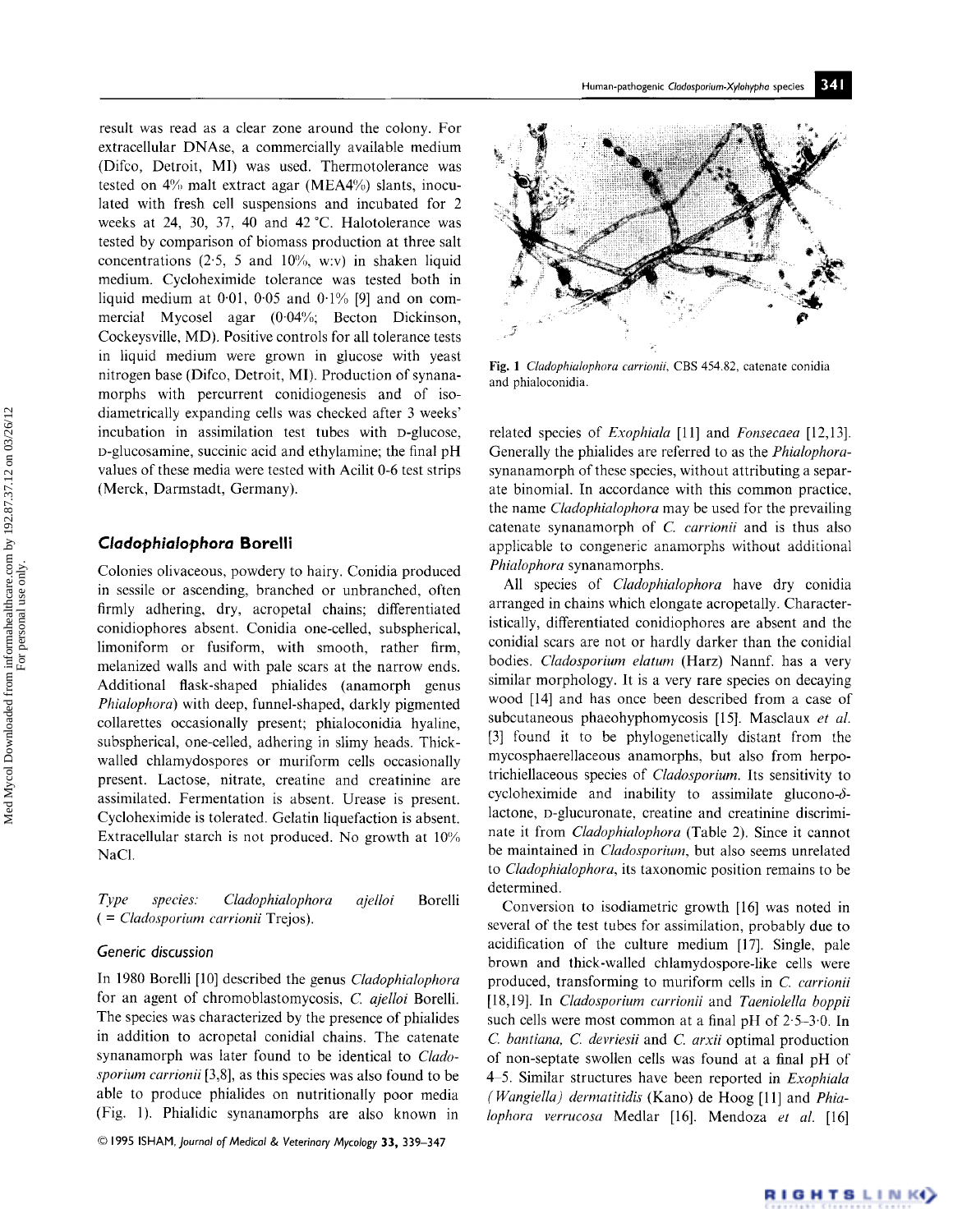result was read as a clear zone around the colony. For extracellular DNAse, a commercially available medium (Difco, Detroit, MI) was used. Thermotolerance was tested on 4% malt extract agar (MEA4%) slants, inoculated with fresh cell suspensions and incubated for 2 weeks at 24, 30, 37, 40 and 42 °C. Halotolerance was tested by comparison of biomass production at three salt concentrations (2·5, 5 and 10%, w:v) in shaken liquid medium. Cycloheximide tolerance was tested both in liquid medium at 0·01, 0·05 and 0·1% [9] and on commercial Mycosel agar (0·04%; Becton Dickinson, Cockeysville, MD). Positive controls for all tolerance tests in liquid medium were grown in glucose with yeast nitrogen base (Difco, Detroit, MI). Production of synanamorphs with percurrent conidiogenesis and of isodiametrically expanding cells was checked after 3 weeks' incubation in assimilation test tubes with D-glucose, D-glucosamine, succinic acid and ethylamine; the final pH values of these media were tested with Acilit 0-6 test strips (Merck, Darmstadt, Germany).

## *Cladophialophora* Borelli

Colonies olivaceous, powdery to hairy. Conidia produced in sessile or ascending, branched or unbranched, often firmly adhering, dry, acropetal chains; differentiated conidiophores absent. Conidia one-celled, subspherical, limoniform or fusiform, with smooth, rather firm, melanized walls and with pale scars at the narrow ends. Additional flask-shaped phialides (anamorph genus *Phialophora*) with deep, funnel-shaped, darkly pigmented collarettes occasionally present; phialoconidia hyaline, subspherical, one-celled, adhering in slimy heads. Thick-walled chlamydospores or muriform cells occasionally present. Lactose, nitrate, creatine and creatinine are assimilated. Fermentation is absent. Urease is present. Cycloheximide is tolerated. Gelatin liquefaction is absent. Extracellular starch is not produced. No growth at 10% NaCl.

*Type species: Cladophialophora ajelloi* Borelli (= *Cladosporium carrionii* Trejos).

### Generic discussion

In 1980 Borelli [10] described the genus *Cladophialophora* for an agent of chromoblastomycosis, *C. ajelloi* Borelli. The species was characterized by the presence of phialides in addition to acropetal conidial chains. The catenate synanamorph was later found to be identical to *Cladosporium carrionii* [3,8], as this species was also found to be able to produce phialides on nutritionally poor media (Fig. 1). Phialidic synanamorphs are also known in related species of *Exophiala* [11] and *Fonsecaea* [12,13]. Generally the phialides are referred to as the *Phialophora*-synanamorph of these species, without attributing a separate binomial. In accordance with this common practice, the name *Cladophialophora* may be used for the prevailing catenate synanamorph of *C. carrionii* and is thus also applicable to congeneric anamorphs without additional *Phialophora* synanamorphs.

Fig. 1 *Cladophialophora carrionii*, CBS 454.82, catenate conidia and phialoconidia.

All species of *Cladophialophora* have dry conidia arranged in chains which elongate acropetally. Characteristically, differentiated conidiophores are absent and the conidial scars are not or hardly darker than the conidial bodies. *Cladosporium elatum* (Harz) Nannf. has a very similar morphology. It is a very rare species on decaying wood [14] and has once been described from a case of subcutaneous phaeohyphomycosis [15]. Masclaux *et al.* [3] found it to be phylogenetically distant from the mycosphaerellaceous anamorphs, but also from herpotrichiellaceous species of *Cladosporium*. Its sensitivity to cycloheximide and inability to assimilate glucono-δ-lactone, D-glucuronate, creatine and creatinine discriminate it from *Cladophialophora* (Table 2). Since it cannot be maintained in *Cladosporium*, but also seems unrelated to *Cladophialophora*, its taxonomic position remains to be determined.

Conversion to isodiametric growth [16] was noted in several of the test tubes for assimilation, probably due to acidification of the culture medium [17]. Single, pale brown and thick-walled chlamydospore-like cells were produced, transforming to muriform cells in *C. carrionii* [18,19]. In *Cladosporium carrionii* and *Taeniolella boppii* such cells were most common at a final pH of 2·5–3·0. In *C. bantiana*, *C. devriesii* and *C. arxii* optimal production of non-septate swollen cells was found at a final pH of 4–5. Similar structures have been reported in *Exophiala (Wangiella) dermatitidis* (Kano) de Hoog [11] and *Phialophora verrucosa* Medlar [16]. Mendoza *et al.* [16]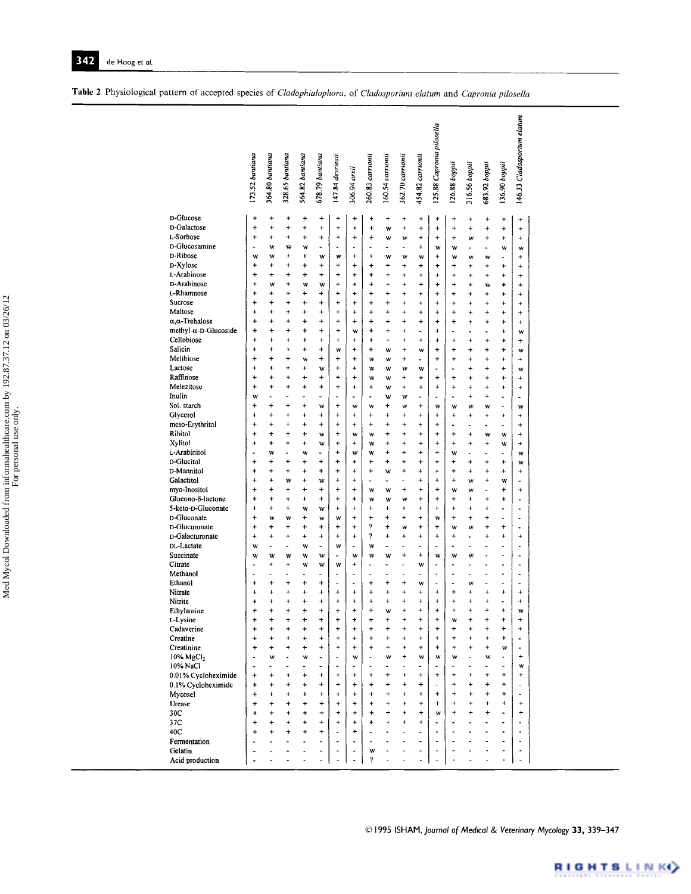**Table 2** Physiological pattern of accepted species of *Cladophialophora*, of *Cladosporium elatum* and *Capronia pilosella*

| | 173.52 *bantiana* | 364.80 *bantiana* | 328.65 *bantiana* | 564.82 *bantiana* | 678.79 *bantiana* | 147.84 *devriesii* | 306.94 *arxii* | 260.83 *carrionii* | 160.54 *carrionii* | 362.70 *carrionii* | 454.82 *carrionii* | 125.88 *Capronia pilosella* | 126.88 *boppii* | 316.56 *boppii* | 683.92 *boppii* | 136.90 *boppii* | 146.33 *Cladosporium elatum* |
|---|---|---|---|---|---|---|---|---|---|---|---|---|---|---|---|---|---|
| D-Glucose | + | + | + | + | + | + | + | + | + | + | + | + | + | + | + | + | + |
| D-Galactose | + | + | + | + | + | + | + | + | w | + | + | + | + | + | + | + | + |
| L-Sorbose | + | + | + | + | + | + | + | + | w | w | + | + | + | w | + | + | + |
| D-Glucosamine | - | w | w | w | - | - | - | - | - | - | + | w | w | - | - | w | w |
| D-Ribose | w | w | + | + | w | w | + | + | w | w | w | + | w | w | w | - | + |
| D-Xylose | + | + | + | + | + | + | + | + | + | + | + | + | + | + | + | + | + |
| L-Arabinose | + | + | + | + | + | + | + | + | + | + | + | + | + | + | + | + | + |
| D-Arabinose | + | w | + | w | w | + | + | + | + | + | + | + | + | + | w | + | + |
| L-Rhamnose | + | + | + | + | + | + | + | + | + | + | + | + | + | + | + | + | + |
| Sucrose | + | + | + | + | + | + | + | + | + | + | + | + | + | + | + | + | + |
| Maltose | + | + | + | + | + | + | + | + | + | + | + | + | + | + | + | + | + |
| α,α-Trehalose | + | + | + | + | + | + | + | + | + | + | + | + | + | + | + | + | + |
| methyl-α-D-Glucoside | + | + | + | + | + | + | w | + | + | + | - | + | - | - | - | + | w |
| Cellobiose | + | + | + | + | + | + | + | + | + | + | + | + | + | + | + | + | + |
| Salicin | + | + | + | + | + | w | + | + | w | + | w | + | + | + | + | + | w |
| Melibiose | + | + | + | w | + | + | + | w | w | + | - | + | + | + | + | + | + |
| Lactose | + | + | + | + | w | + | + | w | w | w | w | - | - | + | + | + | w |
| Raffinose | + | + | + | + | + | + | + | w | w | + | + | + | + | + | + | + | + |
| Melezitose | + | + | + | + | + | + | + | + | w | + | + | + | + | + | + | + | + |
| Inulin | w | - | - | - | - | - | - | - | w | w | - | - | - | + | + | - | - |
| Sol. starch | + | + | + | + | w | + | w | w | + | w | + | w | w | w | w | - | w |
| Glycerol | + | + | + | + | + | + | + | + | + | + | + | + | + | + | + | + | + |
| meso-Erythritol | + | + | + | + | + | + | + | + | + | + | + | + | - | - | - | - | + |
| Ribitol | + | + | + | + | w | + | w | w | + | + | + | + | + | + | w | w | + |
| Xylitol | + | + | + | + | w | + | + | w | + | + | + | + | + | + | + | w | + |
| L-Arabinitol | - | w | - | w | - | + | w | w | + | + | + | + | w | - | - | - | w |
| D-Glucitol | + | + | + | + | + | + | + | + | + | + | + | + | + | + | + | + | w |
| D-Mannitol | + | + | + | + | + | + | + | + | w | + | + | + | + | + | + | + | + |
| Galactitol | + | + | w | + | w | + | + | - | - | - | + | + | + | w | + | w | - |
| myo-Inositol | + | + | + | + | + | + | + | w | w | + | + | + | w | w | - | + | + |
| Glucono-δ-lactone | + | + | + | + | + | + | + | w | w | w | + | + | + | + | + | + | - |
| 5-keto-D-Gluconate | + | + | + | w | w | + | + | + | + | + | + | + | + | + | + | - | - |
| D-Gluconate | + | w | w | + | w | w | + | + | + | + | + | w | + | + | + | - | - |
| D-Glucuronate | + | + | + | + | + | + | + | ? | + | w | + | + | w | w | + | + | - |
| D-Galacturonate | + | + | + | + | + | + | + | ? | + | + | + | + | + | - | + | + | + |
| DL-Lactate | w | - | - | w | - | w | - | w | - | - | - | - | - | - | - | - | - |
| Succinate | w | w | w | w | w | - | w | w | w | + | + | w | w | w | - | - | - |
| Citrate | - | + | + | w | w | w | + | - | - | - | w | - | - | - | - | - | - |
| Methanol | - | - | - | - | - | - | - | - | - | - | - | - | - | - | - | - | - |
| Ethanol | + | + | + | + | + | - | - | + | + | + | w | - | - | w | - | - | - |
| Nitrate | + | + | + | + | + | + | + | + | + | + | + | + | + | + | + | + | + |
| Nitrite | + | + | + | + | + | + | + | + | + | + | + | + | + | + | + | - | + |
| Ethylamine | + | + | + | + | + | + | + | + | w | + | + | + | + | + | + | + | w |
| L-Lysine | + | + | + | + | + | + | + | + | + | + | + | + | w | + | + | + | + |
| Cadaverine | + | + | + | + | + | + | + | + | + | + | + | + | + | + | + | + | + |
| Creatine | + | + | + | + | + | + | + | + | + | + | + | + | + | + | + | + | - |
| Creatinine | + | + | + | + | + | + | + | + | + | + | + | + | + | + | + | w | - |
| 10% $MgCl_2$ | - | w | - | w | - | - | w | - | w | + | w | w | w | - | w | - | + |
| 10% NaCl | - | - | - | - | - | - | - | - | - | - | - | - | - | - | - | - | w |
| 0.01% Cycloheximide | + | + | + | + | + | + | + | + | + | + | + | + | + | + | + | + | + |
| 0.1% Cycloheximide | + | + | + | + | + | + | + | + | + | + | + | - | + | + | + | + | - |
| Mycosel | + | + | + | + | + | + | + | + | + | + | + | + | + | + | + | + | - |
| Urease | + | + | + | + | + | + | + | + | + | + | + | + | + | + | + | + | + |
| 30C | + | + | + | + | + | + | + | + | + | + | + | w | + | + | + | - | + |
| 37C | + | + | + | + | + | + | + | + | + | + | + | - | - | - | - | - | - |
| 40C | + | + | + | + | + | - | + | - | - | - | - | - | - | - | - | - | - |
| Fermentation | - | - | - | - | - | - | - | - | - | - | - | - | - | - | - | - | - |
| Gelatin | - | - | - | - | - | - | - | w | - | - | - | - | - | - | - | - | - |
| Acid production | - | - | - | - | - | - | - | ? | - | - | - | - | - | - | - | - | - |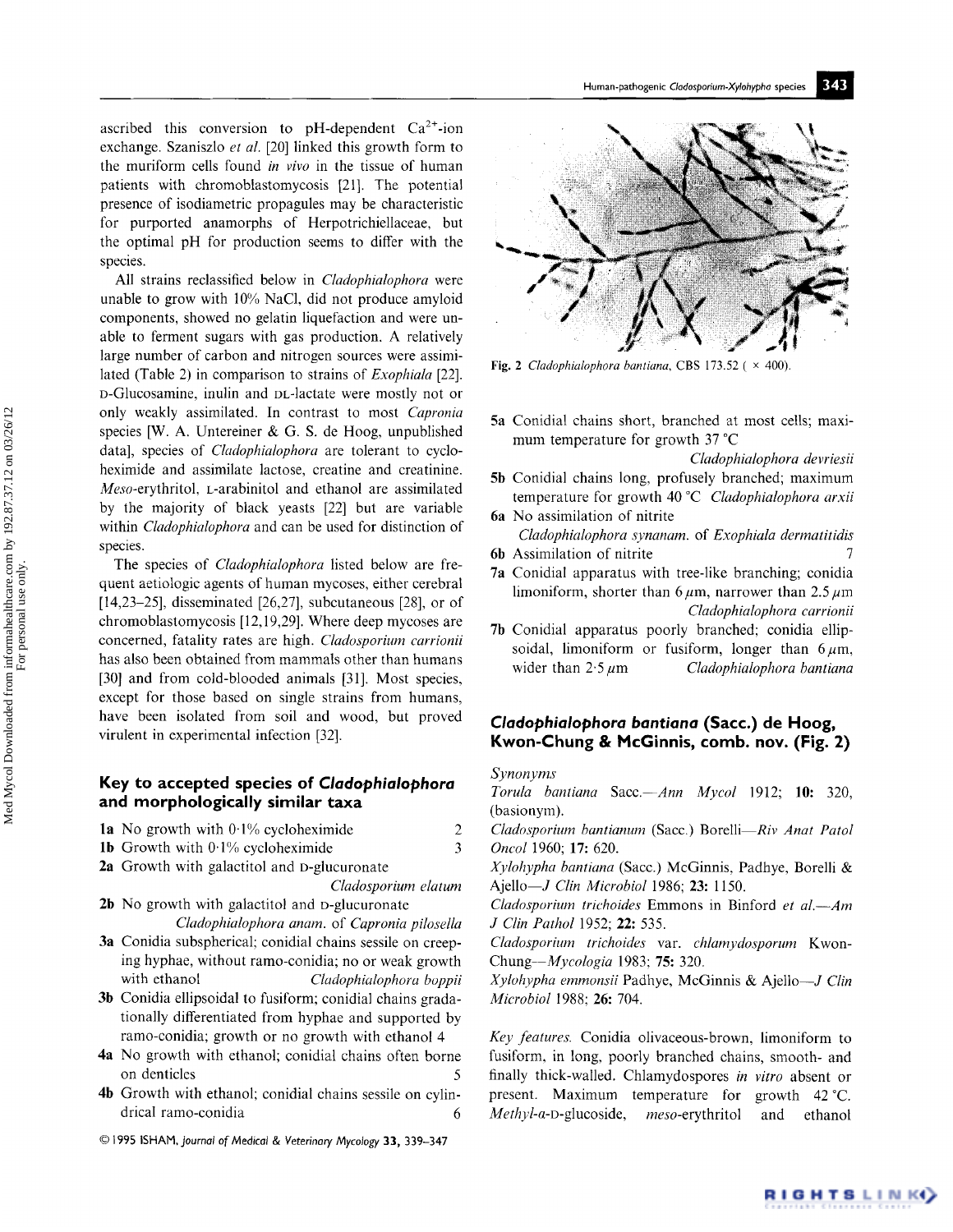ascribed this conversion to pH-dependent $Ca^{2+}$-ion exchange. Szaniszlo *et al.* [20] linked this growth form to the muriform cells found *in vivo* in the tissue of human patients with chromoblastomycosis [21]. The potential presence of isodiametric propagules may be characteristic for purported anamorphs of Herpotrichiellaceae, but the optimal pH for production seems to differ with the species.

All strains reclassified below in *Cladophialophora* were unable to grow with 10% NaCl, did not produce amyloid components, showed no gelatin liquefaction and were unable to ferment sugars with gas production. A relatively large number of carbon and nitrogen sources were assimilated (Table 2) in comparison to strains of *Exophiala* [22]. D-Glucosamine, inulin and DL-lactate were mostly not or only weakly assimilated. In contrast to most *Capronia* species [W. A. Untereiner & G. S. de Hoog, unpublished data], species of *Cladophialophora* are tolerant to cycloheximide and assimilate lactose, creatine and creatinine. *Meso*-erythritol, L-arabinitol and ethanol are assimilated by the majority of black yeasts [22] but are variable within *Cladophialophora* and can be used for distinction of species.

The species of *Cladophialophora* listed below are frequent aetiologic agents of human mycoses, either cerebral [14,23–25], disseminated [26,27], subcutaneous [28], or of chromoblastomycosis [12,19,29]. Where deep mycoses are concerned, fatality rates are high. *Cladosporium carrionii* has also been obtained from mammals other than humans [30] and from cold-blooded animals [31]. Most species, except for those based on single strains from humans, have been isolated from soil and wood, but proved virulent in experimental infection [32].

## Key to accepted species of *Cladophialophora* and morphologically similar taxa

**1a** No growth with 0·1% cycloheximide — 2

**1b** Growth with 0·1% cycloheximide — 3

**2a** Growth with galactitol and D-glucuronate — *Cladosporium elatum*

**2b** No growth with galactitol and D-glucuronate — *Cladophialophora anam.* of *Capronia pilosella*

**3a** Conidia subspherical; conidial chains sessile on creeping hyphae, without ramo-conidia; no or weak growth with ethanol — *Cladophialophora boppii*

**3b** Conidia ellipsoidal to fusiform; conidial chains gradationally differentiated from hyphae and supported by ramo-conidia; growth or no growth with ethanol — 4

**4a** No growth with ethanol; conidial chains often borne on denticles — 5

**4b** Growth with ethanol; conidial chains sessile on cylindrical ramo-conidia — 6

**5a** Conidial chains short, branched at most cells; maximum temperature for growth 37 °C — *Cladophialophora devriesii*

**5b** Conidial chains long, profusely branched; maximum temperature for growth 40 °C — *Cladophialophora arxii*

**6a** No assimilation of nitrite — *Cladophialophora synanam.* of *Exophiala dermatitidis*

**6b** Assimilation of nitrite — 7

**7a** Conidial apparatus with tree-like branching; conidia limoniform, shorter than 6 μm, narrower than 2.5 μm — *Cladophialophora carrionii*

**7b** Conidial apparatus poorly branched; conidia ellipsoidal, limoniform or fusiform, longer than 6 μm, wider than 2·5 μm — *Cladophialophora bantiana*

Fig. 2 *Cladophialophora bantiana*, CBS 173.52 ( × 400).

## *Cladophialophora bantiana* (Sacc.) de Hoog, Kwon-Chung & McGinnis, comb. nov. (Fig. 2)

*Synonyms*

*Torula bantiana* Sacc.—*Ann Mycol* 1912; **10:** 320, (basionym).

*Cladosporium bantianum* (Sacc.) Borelli—*Riv Anat Patol Oncol* 1960; **17:** 620.

*Xylohypha bantiana* (Sacc.) McGinnis, Padhye, Borelli & Ajello—*J Clin Microbiol* 1986; **23:** 1150.

*Cladosporium trichoides* Emmons in Binford *et al.*—*Am J Clin Pathol* 1952; **22:** 535.

*Cladosporium trichoides* var. *chlamydosporum* Kwon-Chung—*Mycologia* 1983; **75:** 320.

*Xylohypha emmonsii* Padhye, McGinnis & Ajello—*J Clin Microbiol* 1988; **26:** 704.

*Key features.* Conidia olivaceous-brown, limoniform to fusiform, in long, poorly branched chains, smooth- and finally thick-walled. Chlamydospores *in vitro* absent or present. Maximum temperature for growth 42 °C. *Methyl-α*-D-glucoside, *meso*-erythritol and ethanol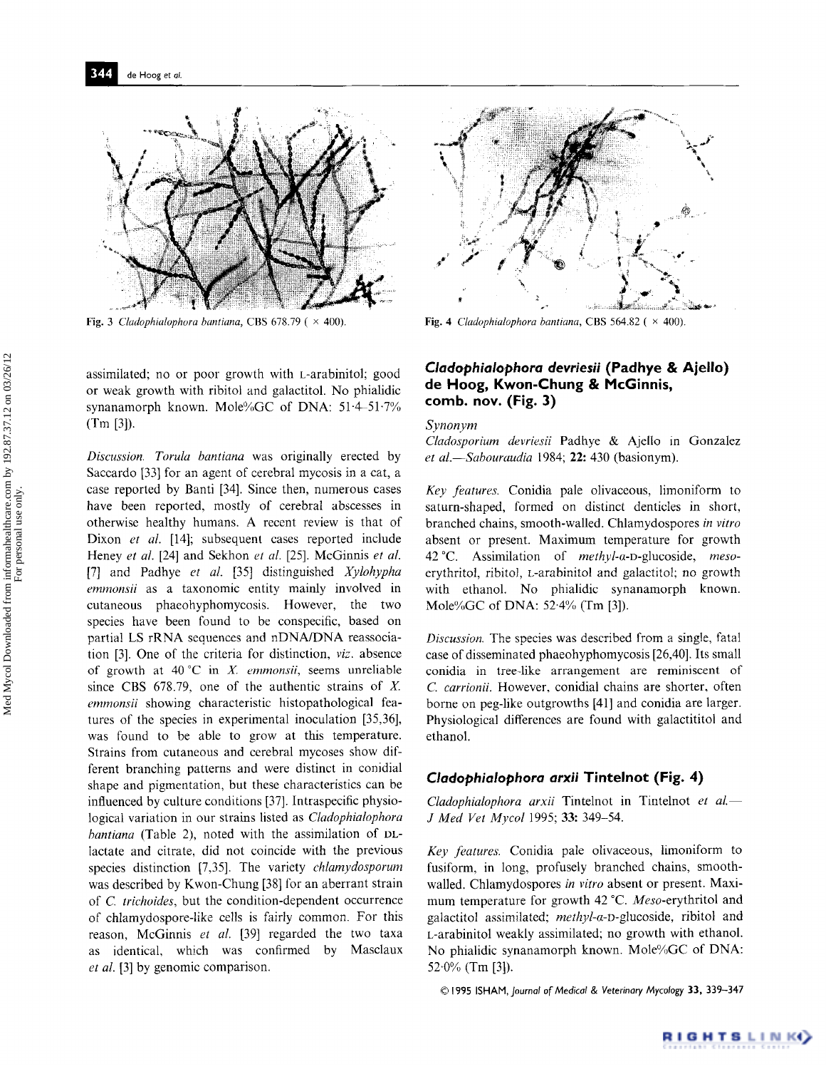Fig. 3 *Cladophialophora bantiana*, CBS 678.79 ( × 400).

Fig. 4 *Cladophialophora bantiana*, CBS 564.82 ( × 400).

assimilated; no or poor growth with L-arabinitol; good or weak growth with ribitol and galactitol. No phialidic synanamorph known. Mole%GC of DNA: 51·4–51·7% (Tm [3]).

*Discussion.* *Torula bantiana* was originally erected by Saccardo [33] for an agent of cerebral mycosis in a cat, a case reported by Banti [34]. Since then, numerous cases have been reported, mostly of cerebral abscesses in otherwise healthy humans. A recent review is that of Dixon *et al.* [14]; subsequent cases reported include Heney *et al.* [24] and Sekhon *et al.* [25]. McGinnis *et al.* [7] and Padhye *et al.* [35] distinguished *Xylohypha emmonsii* as a taxonomic entity mainly involved in cutaneous phaeohyphomycosis. However, the two species have been found to be conspecific, based on partial LS rRNA sequences and nDNA/DNA reassociation [3]. One of the criteria for distinction, *viz.* absence of growth at 40 °C in *X. emmonsii*, seems unreliable since CBS 678.79, one of the authentic strains of *X. emmonsii* showing characteristic histopathological features of the species in experimental inoculation [35,36], was found to be able to grow at this temperature. Strains from cutaneous and cerebral mycoses show different branching patterns and were distinct in conidial shape and pigmentation, but these characteristics can be influenced by culture conditions [37]. Intraspecific physiological variation in our strains listed as *Cladophialophora bantiana* (Table 2), noted with the assimilation of DL-lactate and citrate, did not coincide with the previous species distinction [7,35]. The variety *chlamydosporum* was described by Kwon-Chung [38] for an aberrant strain of *C. trichoides*, but the condition-dependent occurrence of chlamydospore-like cells is fairly common. For this reason, McGinnis *et al.* [39] regarded the two taxa as identical, which was confirmed by Masclaux *et al.* [3] by genomic comparison.

## *Cladophialophora devriesii* (Padhye & Ajello) de Hoog, Kwon-Chung & McGinnis, comb. nov. (Fig. 3)

*Synonym*

*Cladosporium devriesii* Padhye & Ajello in Gonzalez *et al.*—*Sabouraudia* 1984; **22:** 430 (basionym).

*Key features.* Conidia pale olivaceous, limoniform to saturn-shaped, formed on distinct denticles in short, branched chains, smooth-walled. Chlamydospores *in vitro* absent or present. Maximum temperature for growth 42 °C. Assimilation of *methyl-α-D*-glucoside, *meso*-erythritol, ribitol, L-arabinitol and galactitol; no growth with ethanol. No phialidic synanamorph known. Mole%GC of DNA: 52·4% (Tm [3]).

*Discussion.* The species was described from a single, fatal case of disseminated phaeohyphomycosis [26,40]. Its small conidia in tree-like arrangement are reminiscent of *C. carrionii*. However, conidial chains are shorter, often borne on peg-like outgrowths [41] and conidia are larger. Physiological differences are found with galactititol and ethanol.

## *Cladophialophora arxii* Tintelnot (Fig. 4)

*Cladophialophora arxii* Tintelnot in Tintelnot *et al.*—*J Med Vet Mycol* 1995; **33:** 349–54.

*Key features.* Conidia pale olivaceous, limoniform to fusiform, in long, profusely branched chains, smooth-walled. Chlamydospores *in vitro* absent or present. Maximum temperature for growth 42 °C. *Meso*-erythritol and galactitol assimilated; *methyl-α-D*-glucoside, ribitol and L-arabinitol weakly assimilated; no growth with ethanol. No phialidic synanamorph known. Mole%GC of DNA: 52·0% (Tm [3]).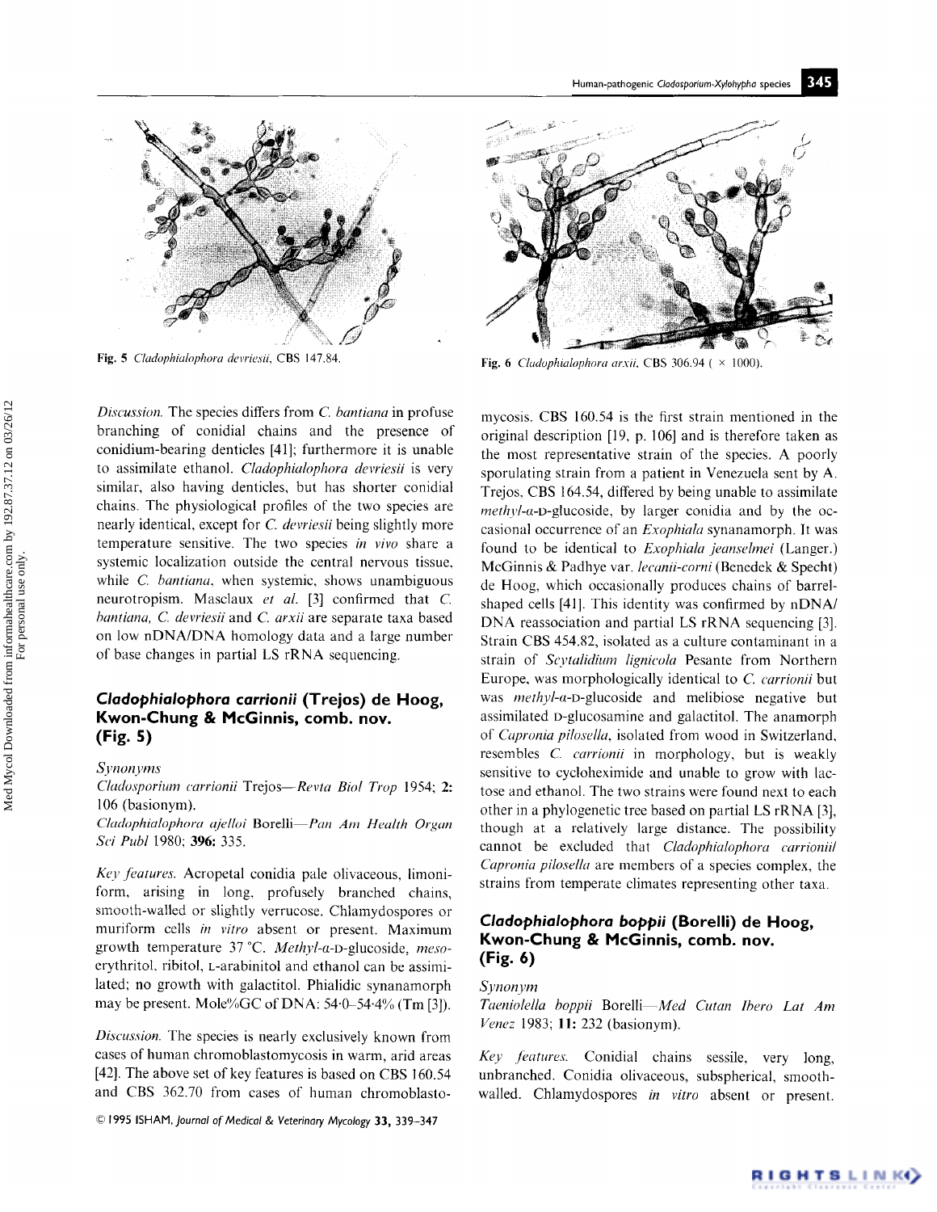Fig. 5 *Cladophialophora devriesii*, CBS 147.84.

Fig. 6 *Cladophialophora arxii*, CBS 306.94 (× 1000).

*Discussion.* The species differs from *C. bantiana* in profuse branching of conidial chains and the presence of conidium-bearing denticles [41]; furthermore it is unable to assimilate ethanol. *Cladophialophora devriesii* is very similar, also having denticles, but has shorter conidial chains. The physiological profiles of the two species are nearly identical, except for *C. devriesii* being slightly more temperature sensitive. The two species *in vivo* share a systemic localization outside the central nervous tissue, while *C. bantiana*, when systemic, shows unambiguous neurotropism. Masclaux *et al.* [3] confirmed that *C. bantiana*, *C. devriesii* and *C. arxii* are separate taxa based on low nDNA/DNA homology data and a large number of base changes in partial LS rRNA sequencing.

## *Cladophialophora carrionii* (Trejos) de Hoog, Kwon-Chung & McGinnis, comb. nov. (Fig. 5)

*Synonyms*

*Cladosporium carrionii* Trejos—*Revta Biol Trop* 1954; **2:** 106 (basionym).

*Cladophialophora ajelloi* Borelli—*Pan Am Health Organ Sci Publ* 1980; **396:** 335.

*Key features.* Acropetal conidia pale olivaceous, limoniform, arising in long, profusely branched chains, smooth-walled or slightly verrucose. Chlamydospores or muriform cells *in vitro* absent or present. Maximum growth temperature 37 °C. *Methyl-α-D*-glucoside, *meso*-erythritol, ribitol, L-arabinitol and ethanol can be assimilated; no growth with galactitol. Phialidic synanamorph may be present. Mole%GC of DNA: 54·0–54·4% (Tm [3]).

*Discussion.* The species is nearly exclusively known from cases of human chromoblastomycosis in warm, arid areas [42]. The above set of key features is based on CBS 160.54 and CBS 362.70 from cases of human chromoblastomycosis. CBS 160.54 is the first strain mentioned in the original description [19, p. 106] and is therefore taken as the most representative strain of the species. A poorly sporulating strain from a patient in Venezuela sent by A. Trejos, CBS 164.54, differed by being unable to assimilate *methyl-α-D*-glucoside, by larger conidia and by the occasional occurrence of an *Exophiala* synanamorph. It was found to be identical to *Exophiala jeanselmei* (Langer.) McGinnis & Padhye var. *lecanii-corni* (Benedek & Specht) de Hoog, which occasionally produces chains of barrel-shaped cells [41]. This identity was confirmed by nDNA/DNA reassociation and partial LS rRNA sequencing [3]. Strain CBS 454.82, isolated as a culture contaminant in a strain of *Scytalidium lignicola* Pesante from Northern Europe, was morphologically identical to *C. carrionii* but was *methyl-α-D*-glucoside and melibiose negative but assimilated D-glucosamine and galactitol. The anamorph of *Capronia pilosella*, isolated from wood in Switzerland, resembles *C. carrionii* in morphology, but is weakly sensitive to cycloheximide and unable to grow with lactose and ethanol. The two strains were found next to each other in a phylogenetic tree based on partial LS rRNA [3], though at a relatively large distance. The possibility cannot be excluded that *Cladophialophora carrionii*/*Capronia pilosella* are members of a species complex, the strains from temperate climates representing other taxa.

## *Cladophialophora boppii* (Borelli) de Hoog, Kwon-Chung & McGinnis, comb. nov. (Fig. 6)

*Synonym*

*Taeniolella boppii* Borelli—*Med Cutan Ibero Lat Am Venez* 1983; **11:** 232 (basionym).

*Key features.* Conidial chains sessile, very long, unbranched. Conidia olivaceous, subspherical, smooth-walled. Chlamydospores *in vitro* absent or present.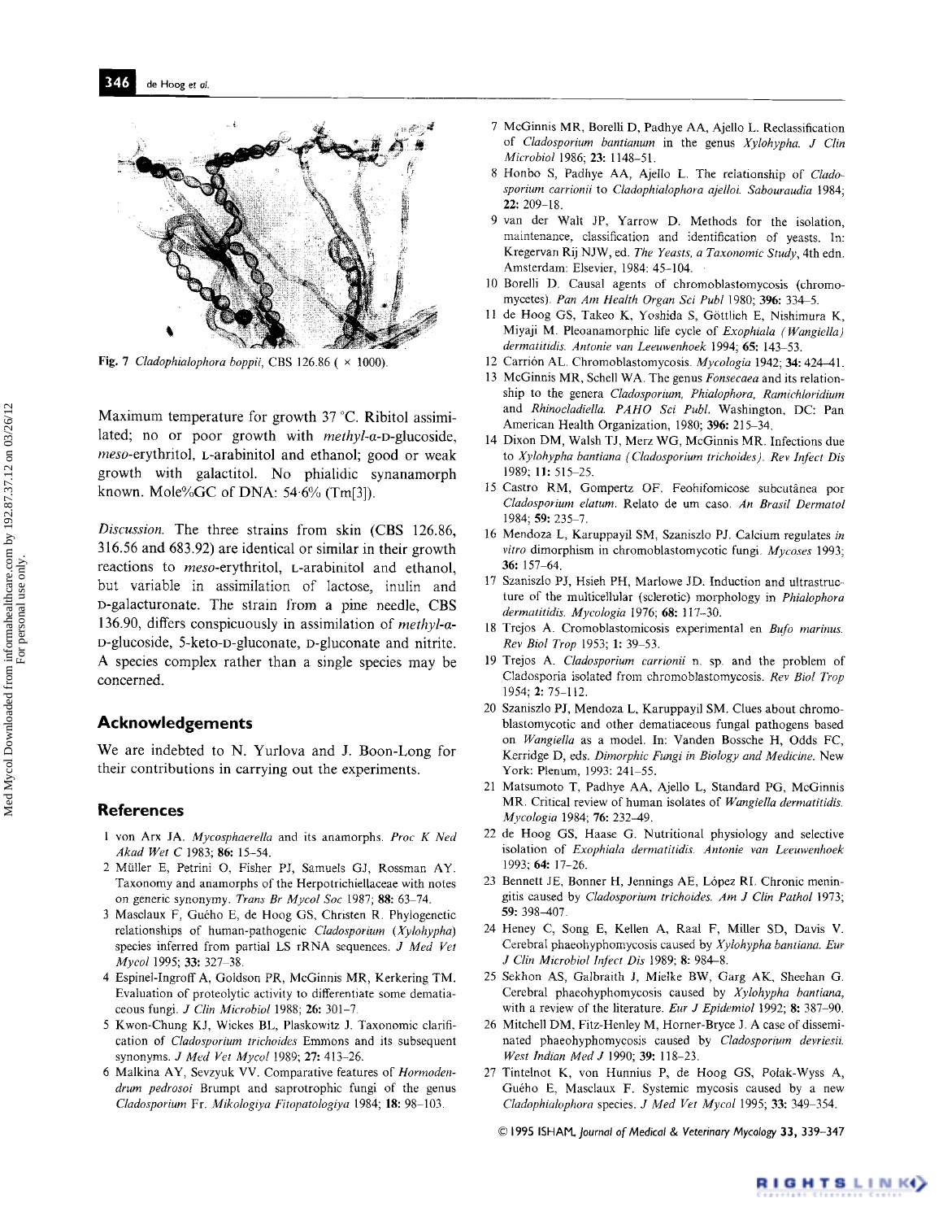Fig. 7 *Cladophialophora boppii*, CBS 126.86 ( × 1000).

Maximum temperature for growth 37 °C. Ribitol assimilated; no or poor growth with *methyl-α*-D-glucoside, *meso*-erythritol, L-arabinitol and ethanol; good or weak growth with galactitol. No phialidic synanamorph known. Mole%GC of DNA: 54·6% (Tm[3]).

*Discussion.* The three strains from skin (CBS 126.86, 316.56 and 683.92) are identical or similar in their growth reactions to *meso*-erythritol, L-arabinitol and ethanol, but variable in assimilation of lactose, inulin and D-galacturonate. The strain from a pine needle, CBS 136.90, differs conspicuously in assimilation of *methyl-α*-D-glucoside, 5-keto-D-gluconate, D-gluconate and nitrite. A species complex rather than a single species may be concerned.

## Acknowledgements

We are indebted to N. Yurlova and J. Boon-Long for their contributions in carrying out the experiments.

## References

1 von Arx JA. *Mycosphaerella* and its anamorphs. *Proc K Ned Akad Wet C* 1983; **86:** 15–54.

2 Müller E, Petrini O, Fisher PJ, Samuels GJ, Rossman AY. Taxonomy and anamorphs of the Herpotrichiellaceae with notes on generic synonymy. *Trans Br Mycol Soc* 1987; **88:** 63–74.

3 Masclaux F, Guého E, de Hoog GS, Christen R. Phylogenetic relationships of human-pathogenic *Cladosporium* (*Xylohypha*) species inferred from partial LS rRNA sequences. *J Med Vet Mycol* 1995; **33:** 327–38.

4 Espinel-Ingroff A, Goldson PR, McGinnis MR, Kerkering TM. Evaluation of proteolytic activity to differentiate some dematiaceous fungi. *J Clin Microbiol* 1988; **26:** 301–7.

5 Kwon-Chung KJ, Wickes BL, Plaskowitz J. Taxonomic clarification of *Cladosporium trichoides* Emmons and its subsequent synonyms. *J Med Vet Mycol* 1989; **27:** 413–26.

6 Malkina AY, Sevzyuk VV. Comparative features of *Hormodendrum pedrosoi* Brumpt and saprotrophic fungi of the genus *Cladosporium* Fr. *Mikologiya Fitopatologiya* 1984; **18:** 98–103.

7 McGinnis MR, Borelli D, Padhye AA, Ajello L. Reclassification of *Cladosporium bantianum* in the genus *Xylohypha*. *J Clin Microbiol* 1986; **23:** 1148–51.

8 Honbo S, Padhye AA, Ajello L. The relationship of *Cladosporium carrionii* to *Cladophialophora ajelloi*. *Sabouraudia* 1984; **22:** 209–18.

9 van der Walt JP, Yarrow D. Methods for the isolation, maintenance, classification and identification of yeasts. In: Kregervan Rij NJW, ed. *The Yeasts, a Taxonomic Study*, 4th edn. Amsterdam: Elsevier, 1984: 45–104.

10 Borelli D. Causal agents of chromoblastomycosis (chromomycetes). *Pan Am Health Organ Sci Publ* 1980; **396:** 334–5.

11 de Hoog GS, Takeo K, Yoshida S, Göttlich E, Nishimura K, Miyaji M. Pleoanamorphic life cycle of *Exophiala (Wangiella) dermatitidis*. *Antonie van Leeuwenhoek* 1994; **65:** 143–53.

12 Carrión AL. Chromoblastomycosis. *Mycologia* 1942; **34:** 424–41.

13 McGinnis MR, Schell WA. The genus *Fonsecaea* and its relationship to the genera *Cladosporium, Phialophora, Ramichloridium* and *Rhinocladiella*. *PAHO Sci Publ*. Washington, DC: Pan American Health Organization, 1980; **396:** 215–34.

14 Dixon DM, Walsh TJ, Merz WG, McGinnis MR. Infections due to *Xylohypha bantiana (Cladosporium trichoides)*. *Rev Infect Dis* 1989; **11:** 515–25.

15 Castro RM, Gompertz OF. Feohifomicose subcutânea por *Cladosporium elatum*. Relato de um caso. *An Brasil Dermatol* 1984; **59:** 235–7.

16 Mendoza L, Karuppayil SM, Szaniszlo PJ. Calcium regulates *in vitro* dimorphism in chromoblastomycotic fungi. *Mycoses* 1993; **36:** 157–64.

17 Szaniszlo PJ, Hsieh PH, Marlowe JD. Induction and ultrastructure of the multicellular (sclerotic) morphology in *Phialophora dermatitidis*. *Mycologia* 1976; **68:** 117–30.

18 Trejos A. Cromoblastomicosis experimental en *Bufo marinus*. *Rev Biol Trop* 1953; **1:** 39–53.

19 Trejos A. *Cladosporium carrionii* n. sp. and the problem of Cladosporia isolated from chromoblastomycosis. *Rev Biol Trop* 1954; **2:** 75–112.

20 Szaniszlo PJ, Mendoza L, Karuppayil SM. Clues about chromoblastomycotic and other dematiaceous fungal pathogens based on *Wangiella* as a model. In: Vanden Bossche H, Odds FC, Kerridge D, eds. *Dimorphic Fungi in Biology and Medicine*. New York: Plenum, 1993: 241–55.

21 Matsumoto T, Padhye AA, Ajello L, Standard PG, McGinnis MR. Critical review of human isolates of *Wangiella dermatitidis*. *Mycologia* 1984; **76:** 232–49.

22 de Hoog GS, Haase G. Nutritional physiology and selective isolation of *Exophiala dermatitidis*. *Antonie van Leeuwenhoek* 1993; **64:** 17–26.

23 Bennett JE, Bonner H, Jennings AE, López RI. Chronic meningitis caused by *Cladosporium trichoides*. *Am J Clin Pathol* 1973; **59:** 398–407.

24 Heney C, Song E, Kellen A, Raal F, Miller SD, Davis V. Cerebral phaeohyphomycosis caused by *Xylohypha bantiana*. *Eur J Clin Microbiol Infect Dis* 1989; **8:** 984–8.

25 Sekhon AS, Galbraith J, Mielke BW, Garg AK, Sheehan G. Cerebral phaeohyphomycosis caused by *Xylohypha bantiana*, with a review of the literature. *Eur J Epidemiol* 1992; **8:** 387–90.

26 Mitchell DM, Fitz-Henley M, Horner-Bryce J. A case of disseminated phaeohyphomycosis caused by *Cladosporium devriesii*. *West Indian Med J* 1990; **39:** 118–23.

27 Tintelnot K, von Hunnius P, de Hoog GS, Polak-Wyss A, Guého E, Masclaux F. Systemic mycosis caused by a new *Cladophialophora* species. *J Med Vet Mycol* 1995; **33:** 349–354.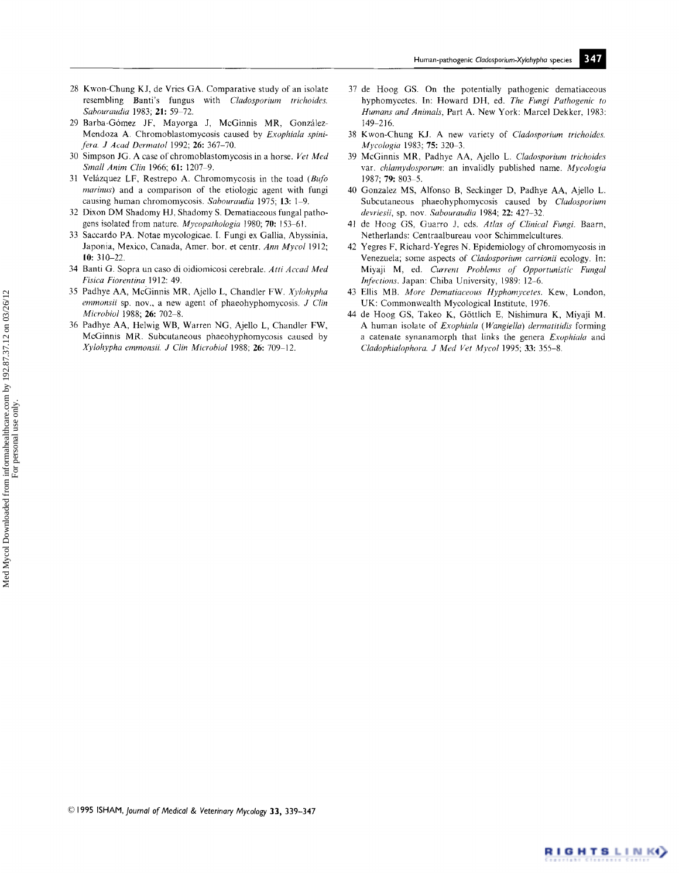28 Kwon-Chung KJ, de Vries GA. Comparative study of an isolate resembling Banti's fungus with *Cladosporium trichoides*. *Sabouraudia* 1983; **21:** 59–72.

29 Barba-Gómez JF, Mayorga J, McGinnis MR, González-Mendoza A. Chromoblastomycosis caused by *Exophiala spinifera*. *J Acad Dermatol* 1992; **26:** 367–70.

30 Simpson JG. A case of chromoblastomycosis in a horse. *Vet Med Small Anim Clin* 1966; **61:** 1207–9.

31 Velázquez LF, Restrepo A. Chromomycosis in the toad (*Bufo marinus*) and a comparison of the etiologic agent with fungi causing human chromomycosis. *Sabouraudia* 1975; **13:** 1–9.

32 Dixon DM Shadomy HJ, Shadomy S. Dematiaceous fungal pathogens isolated from nature. *Mycopathologia* 1980; **70:** 153–61.

33 Saccardo PA. Notae mycologicae. I. Fungi ex Gallia, Abyssinia, Japonia, Mexico, Canada, Amer. bor. et centr. *Ann Mycol* 1912; **10:** 310–22.

34 Banti G. Sopra un caso di oidiomicosi cerebrale. *Atti Accad Med Fisica Fiorentina* 1912: 49.

35 Padhye AA, McGinnis MR, Ajello L, Chandler FW. *Xylohypha emmonsii* sp. nov., a new agent of phaeohyphomycosis. *J Clin Microbiol* 1988; **26:** 702–8.

36 Padhye AA, Helwig WB, Warren NG, Ajello L, Chandler FW, McGinnis MR. Subcutaneous phaeohyphomycosis caused by *Xylohypha emmonsii*. *J Clin Microbiol* 1988; **26:** 709–12.

37 de Hoog GS. On the potentially pathogenic dematiaceous hyphomycetes. In: Howard DH, ed. *The Fungi Pathogenic to Humans and Animals*, Part A. New York: Marcel Dekker, 1983: 149–216.

38 Kwon-Chung KJ. A new variety of *Cladosporium trichoides*. *Mycologia* 1983; **75:** 320–3.

39 McGinnis MR, Padhye AA, Ajello L. *Cladosporium trichoides* var. *chlamydosporum*: an invalidly published name. *Mycologia* 1987; **79:** 803–5.

40 Gonzalez MS, Alfonso B, Seckinger D, Padhye AA, Ajello L. Subcutaneous phaeohyphomycosis caused by *Cladosporium devriesii*, sp. nov. *Sabouraudia* 1984; **22:** 427–32.

41 de Hoog GS, Guarro J, eds. *Atlas of Clinical Fungi*. Baarn, Netherlands: Centraalbureau voor Schimmelcultures.

42 Yegres F, Richard-Yegres N. Epidemiology of chromomycosis in Venezuela; some aspects of *Cladosporium carrionii* ecology. In: Miyaji M, ed. *Current Problems of Opportunistic Fungal Infections*. Japan: Chiba University, 1989: 12–6.

43 Ellis MB. *More Dematiaceous Hyphomycetes*. Kew, London, UK: Commonwealth Mycological Institute, 1976.

44 de Hoog GS, Takeo K, Göttlich E, Nishimura K, Miyaji M. A human isolate of *Exophiala* (*Wangiella*) *dermatitidis* forming a catenate synanamorph that links the genera *Exophiala* and *Cladophialophora*. *J Med Vet Mycol* 1995; **33:** 355–8.